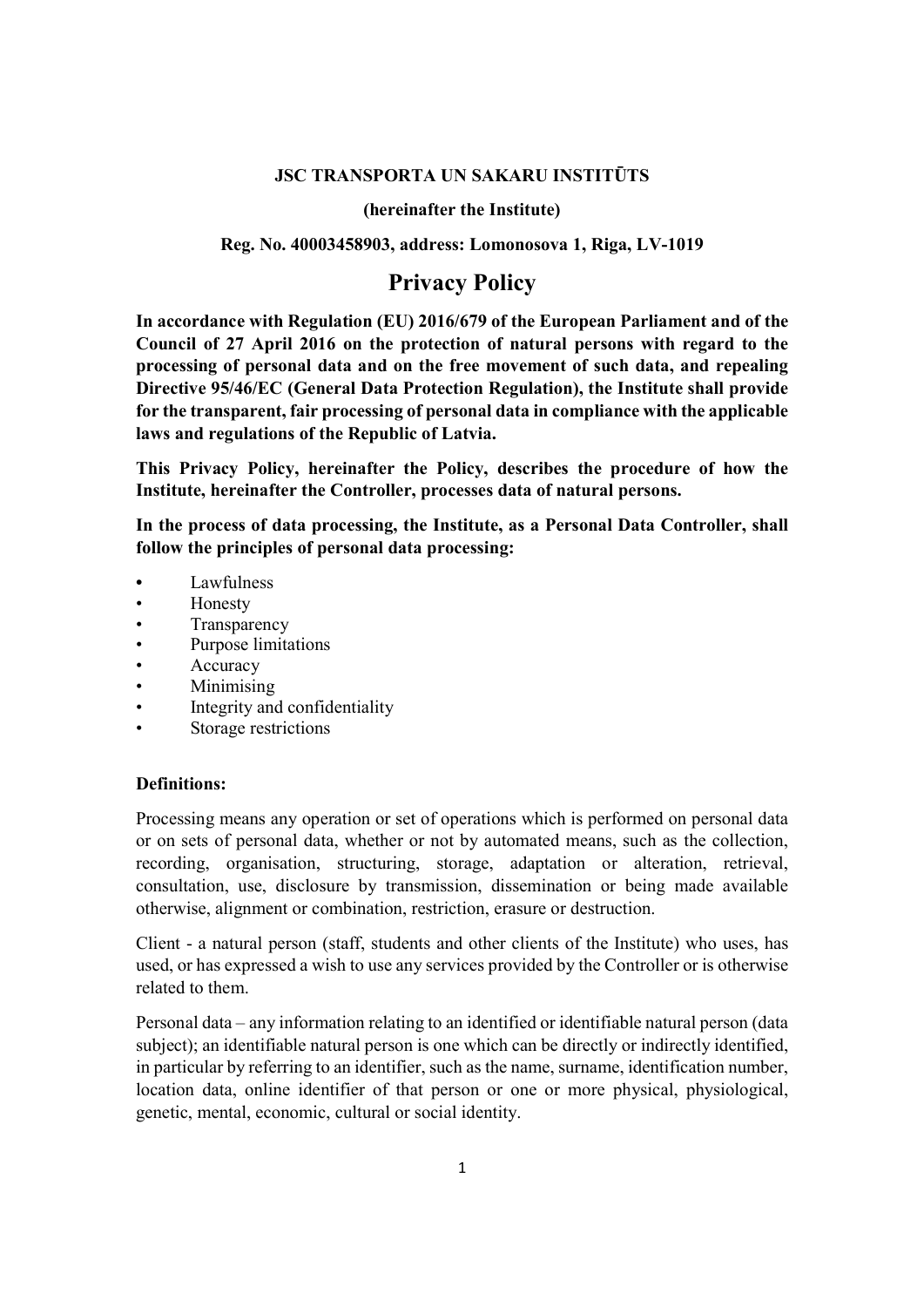**JSC TRANSPORTA UN SAKARU INSTITŪTS**

**(hereinafter the Institute)**

**Reg. No. 40003458903, address: Lomonosova 1, Riga, LV-1019**

# Privacy Policy

**In accordance with Regulation (EU) 2016/679 of the European Parliament and of the Council of 27 April 2016 on the protection of natural persons with regard to the processing of personal data and on the free movement of such data, and repealing Directive 95/46/EC (General Data Protection Regulation), the Institute shall provide for the transparent, fair processing of personal data in compliance with the applicable laws and regulations of the Republic of Latvia.**

**This Privacy Policy, hereinafter the Policy, describes the procedure of how the Institute, hereinafter the Controller, processes data of natural persons.**

**In the process of data processing, the Institute, as a Personal Data Controller, shall follow the principles of personal data processing:**

- Lawfulness
- Honesty
- Transparency
- Purpose limitations
- Accuracy
- Minimising
- Integrity and confidentiality
- Storage restrictions

**Definitions:**

Processing means any operation or set of operations which is performed on personal data or on sets of personal data, whether or not by automated means, such as the collection, recording, organisation, structuring, storage, adaptation or alteration, retrieval, consultation, use, disclosure by transmission, dissemination or being made available otherwise, alignment or combination, restriction, erasure or destruction.

Client - a natural person (staff, students and other clients of the Institute) who uses, has used, or has expressed a wish to use any services provided by the Controller or is otherwise related to them.

Personal data – any information relating to an identified or identifiable natural person (data subject); an identifiable natural person is one which can be directly or indirectly identified, in particular by referring to an identifier, such as the name, surname, identification number, location data, online identifier of that person or one or more physical, physiological, genetic, mental, economic, cultural or social identity.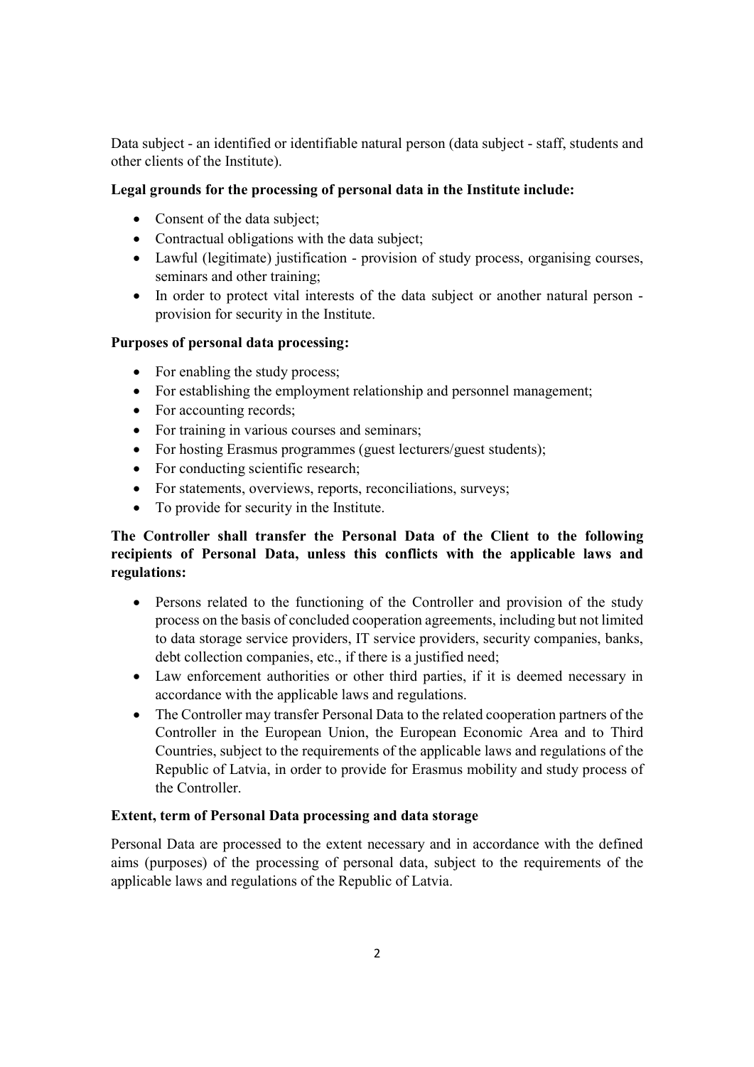Data subject - an identified or identifiable natural person (data subject - staff, students and other clients of the Institute).

**Legal grounds for the processing of personal data in the Institute include:**

- Consent of the data subject;
- Contractual obligations with the data subject;
- Lawful (legitimate) justification - provision of study process, organising courses, seminars and other training;
- In order to protect vital interests of the data subject or another natural person - provision for security in the Institute.

**Purposes of personal data processing:**

- For enabling the study process;
- For establishing the employment relationship and personnel management;
- For accounting records;
- For training in various courses and seminars;
- For hosting Erasmus programmes (guest lecturers/guest students);
- For conducting scientific research;
- For statements, overviews, reports, reconciliations, surveys;
- To provide for security in the Institute.

**The Controller shall transfer the Personal Data of the Client to the following recipients of Personal Data, unless this conflicts with the applicable laws and regulations:**

- Persons related to the functioning of the Controller and provision of the study process on the basis of concluded cooperation agreements, including but not limited to data storage service providers, IT service providers, security companies, banks, debt collection companies, etc., if there is a justified need;
- Law enforcement authorities or other third parties, if it is deemed necessary in accordance with the applicable laws and regulations.
- The Controller may transfer Personal Data to the related cooperation partners of the Controller in the European Union, the European Economic Area and to Third Countries, subject to the requirements of the applicable laws and regulations of the Republic of Latvia, in order to provide for Erasmus mobility and study process of the Controller.

**Extent, term of Personal Data processing and data storage**

Personal Data are processed to the extent necessary and in accordance with the defined aims (purposes) of the processing of personal data, subject to the requirements of the applicable laws and regulations of the Republic of Latvia.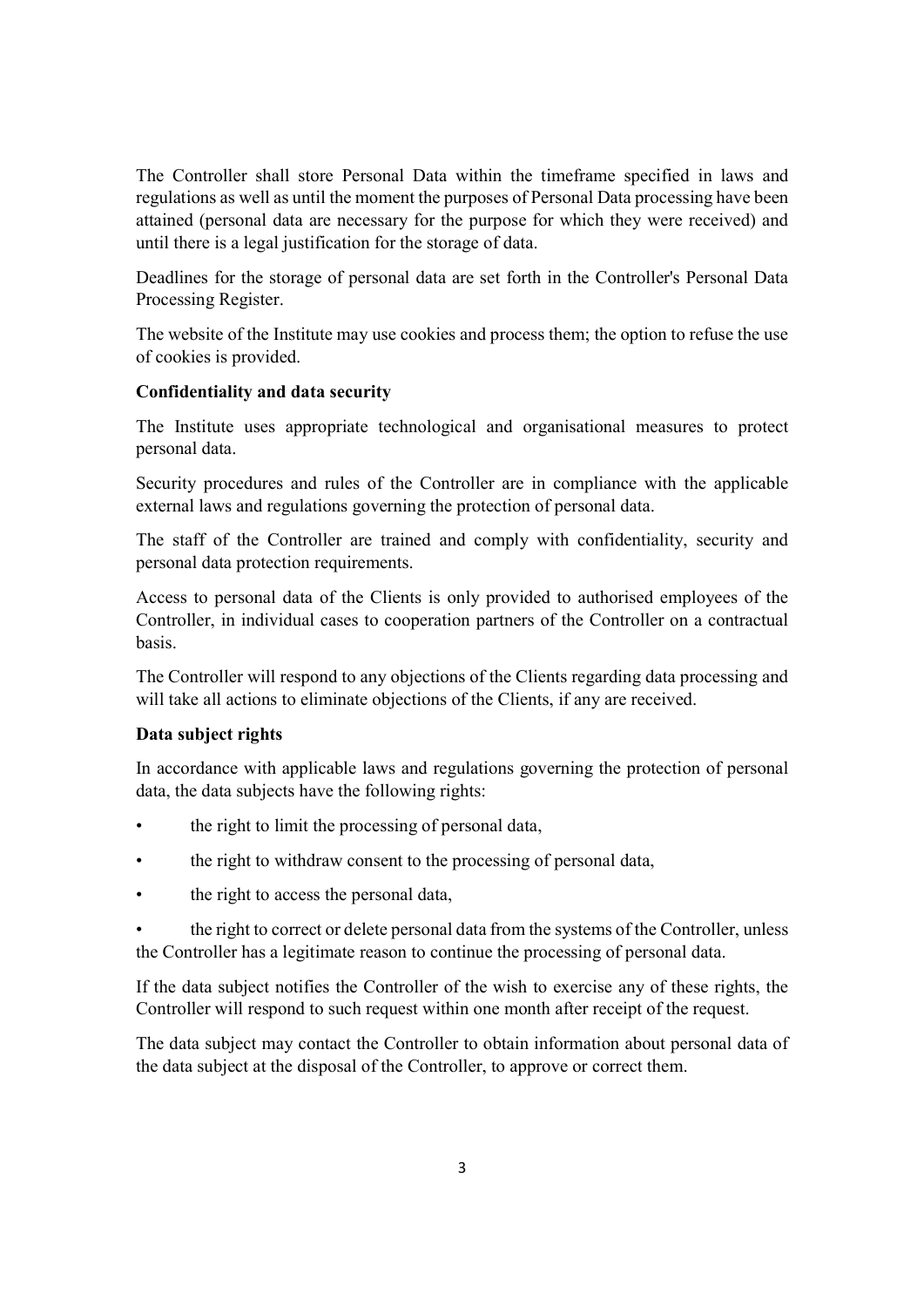The Controller shall store Personal Data within the timeframe specified in laws and regulations as well as until the moment the purposes of Personal Data processing have been attained (personal data are necessary for the purpose for which they were received) and until there is a legal justification for the storage of data.

Deadlines for the storage of personal data are set forth in the Controller's Personal Data Processing Register.

The website of the Institute may use cookies and process them; the option to refuse the use of cookies is provided.

**Confidentiality and data security**

The Institute uses appropriate technological and organisational measures to protect personal data.

Security procedures and rules of the Controller are in compliance with the applicable external laws and regulations governing the protection of personal data.

The staff of the Controller are trained and comply with confidentiality, security and personal data protection requirements.

Access to personal data of the Clients is only provided to authorised employees of the Controller, in individual cases to cooperation partners of the Controller on a contractual basis.

The Controller will respond to any objections of the Clients regarding data processing and will take all actions to eliminate objections of the Clients, if any are received.

**Data subject rights**

In accordance with applicable laws and regulations governing the protection of personal data, the data subjects have the following rights:

- the right to limit the processing of personal data,
- the right to withdraw consent to the processing of personal data,
- the right to access the personal data,
- the right to correct or delete personal data from the systems of the Controller, unless the Controller has a legitimate reason to continue the processing of personal data.

If the data subject notifies the Controller of the wish to exercise any of these rights, the Controller will respond to such request within one month after receipt of the request.

The data subject may contact the Controller to obtain information about personal data of the data subject at the disposal of the Controller, to approve or correct them.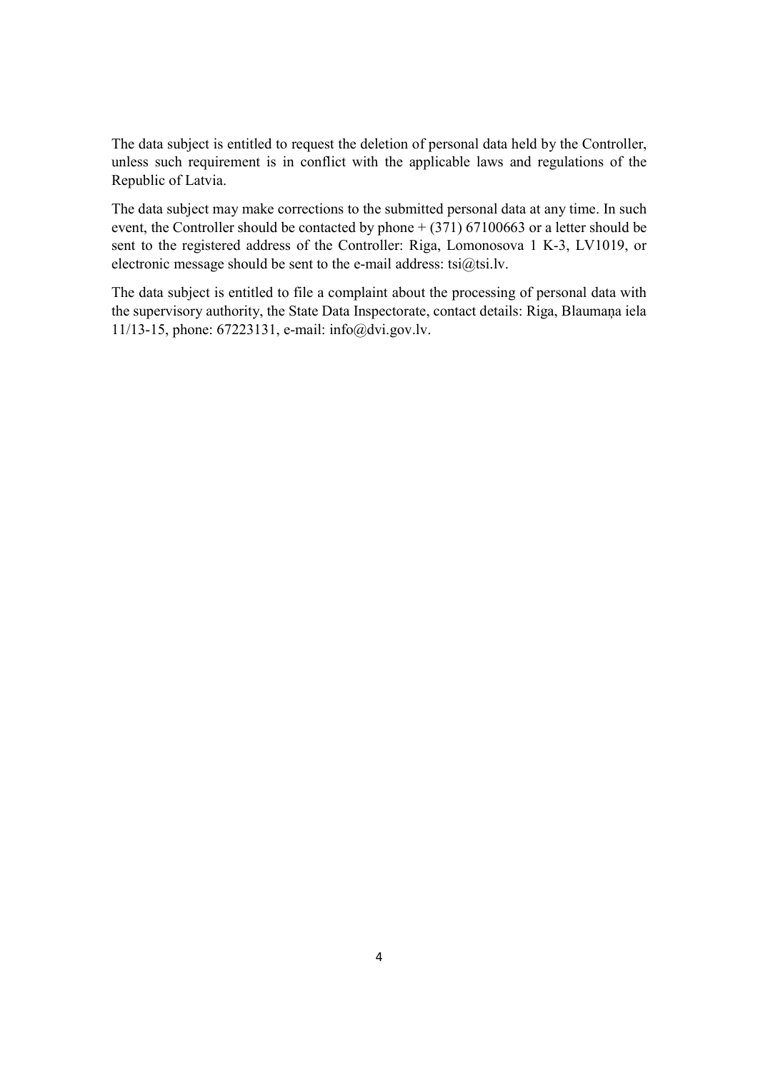The data subject is entitled to request the deletion of personal data held by the Controller, unless such requirement is in conflict with the applicable laws and regulations of the Republic of Latvia.

The data subject may make corrections to the submitted personal data at any time. In such event, the Controller should be contacted by phone + (371) 67100663 or a letter should be sent to the registered address of the Controller: Riga, Lomonosova 1 K-3, LV1019, or electronic message should be sent to the e-mail address: tsi@tsi.lv.

The data subject is entitled to file a complaint about the processing of personal data with the supervisory authority, the State Data Inspectorate, contact details: Riga, Blaumaņa iela 11/13-15, phone: 67223131, e-mail: info@dvi.gov.lv.